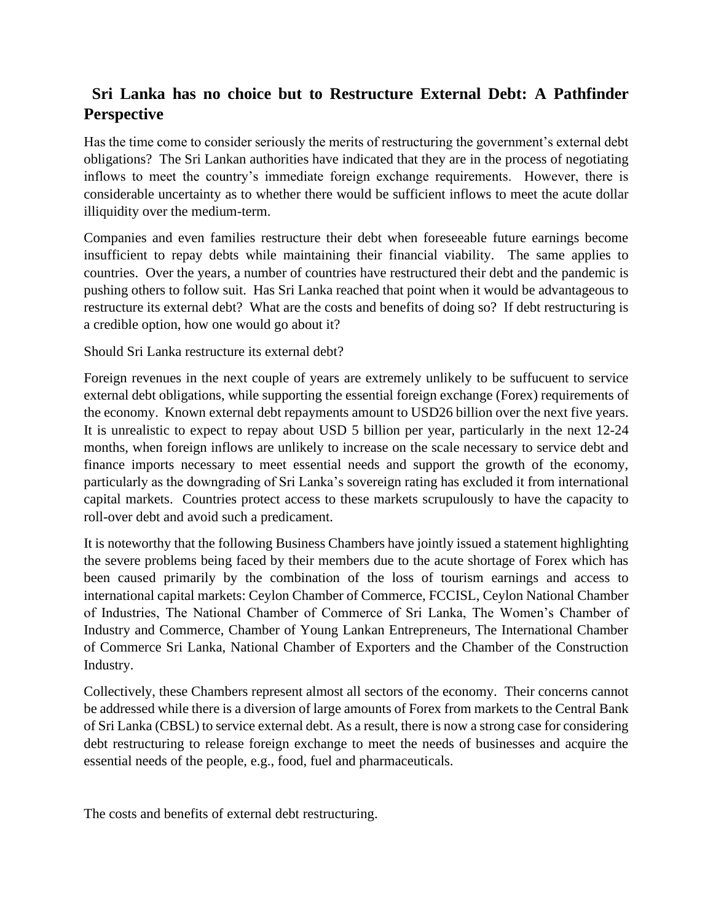# Sri Lanka has no choice but to Restructure External Debt: A Pathfinder Perspective

Has the time come to consider seriously the merits of restructuring the government's external debt obligations? The Sri Lankan authorities have indicated that they are in the process of negotiating inflows to meet the country's immediate foreign exchange requirements. However, there is considerable uncertainty as to whether there would be sufficient inflows to meet the acute dollar illiquidity over the medium-term.

Companies and even families restructure their debt when foreseeable future earnings become insufficient to repay debts while maintaining their financial viability. The same applies to countries. Over the years, a number of countries have restructured their debt and the pandemic is pushing others to follow suit. Has Sri Lanka reached that point when it would be advantageous to restructure its external debt? What are the costs and benefits of doing so? If debt restructuring is a credible option, how one would go about it?

Should Sri Lanka restructure its external debt?

Foreign revenues in the next couple of years are extremely unlikely to be suffucuent to service external debt obligations, while supporting the essential foreign exchange (Forex) requirements of the economy. Known external debt repayments amount to USD26 billion over the next five years. It is unrealistic to expect to repay about USD 5 billion per year, particularly in the next 12-24 months, when foreign inflows are unlikely to increase on the scale necessary to service debt and finance imports necessary to meet essential needs and support the growth of the economy, particularly as the downgrading of Sri Lanka's sovereign rating has excluded it from international capital markets. Countries protect access to these markets scrupulously to have the capacity to roll-over debt and avoid such a predicament.

It is noteworthy that the following Business Chambers have jointly issued a statement highlighting the severe problems being faced by their members due to the acute shortage of Forex which has been caused primarily by the combination of the loss of tourism earnings and access to international capital markets: Ceylon Chamber of Commerce, FCCISL, Ceylon National Chamber of Industries, The National Chamber of Commerce of Sri Lanka, The Women's Chamber of Industry and Commerce, Chamber of Young Lankan Entrepreneurs, The International Chamber of Commerce Sri Lanka, National Chamber of Exporters and the Chamber of the Construction Industry.

Collectively, these Chambers represent almost all sectors of the economy. Their concerns cannot be addressed while there is a diversion of large amounts of Forex from markets to the Central Bank of Sri Lanka (CBSL) to service external debt. As a result, there is now a strong case for considering debt restructuring to release foreign exchange to meet the needs of businesses and acquire the essential needs of the people, e.g., food, fuel and pharmaceuticals.

The costs and benefits of external debt restructuring.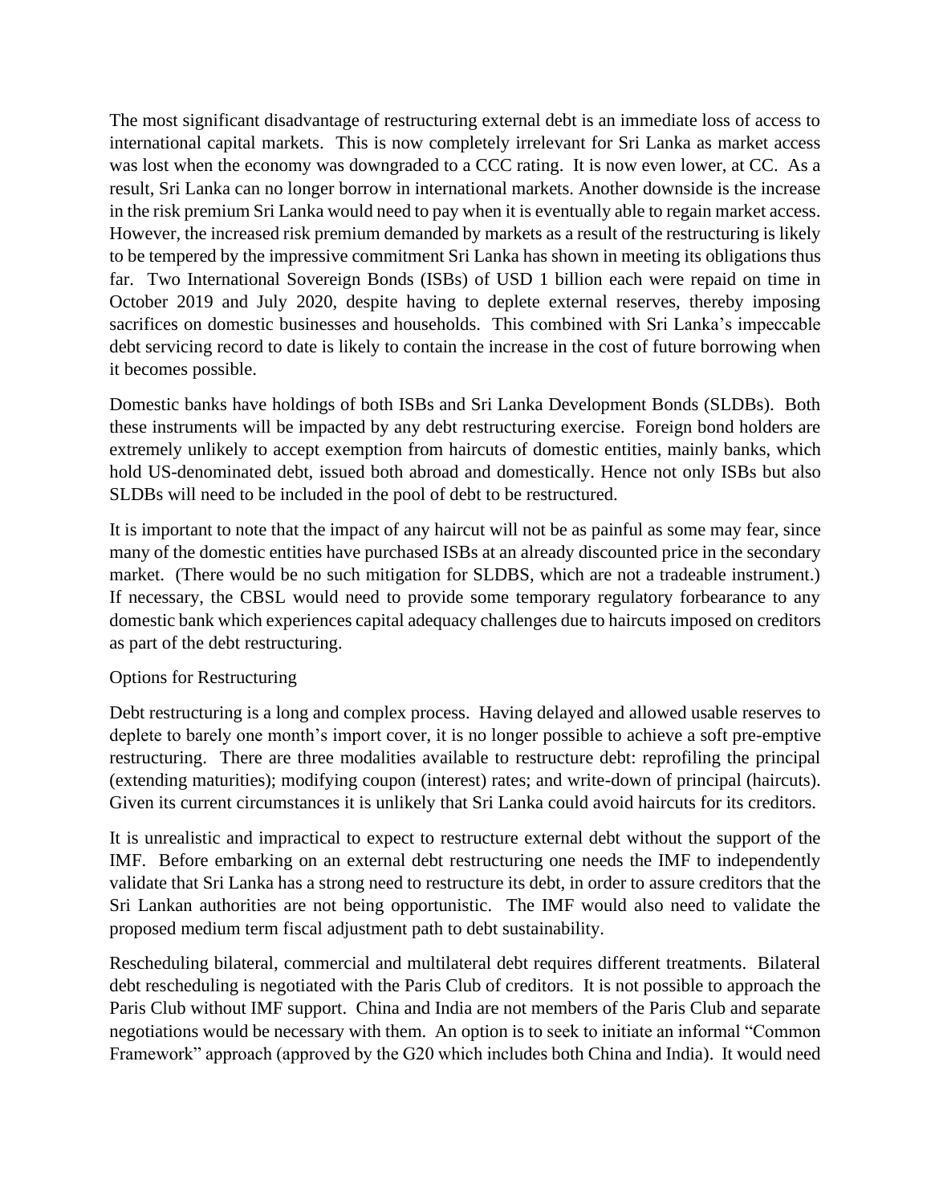The most significant disadvantage of restructuring external debt is an immediate loss of access to international capital markets. This is now completely irrelevant for Sri Lanka as market access was lost when the economy was downgraded to a CCC rating. It is now even lower, at CC. As a result, Sri Lanka can no longer borrow in international markets. Another downside is the increase in the risk premium Sri Lanka would need to pay when it is eventually able to regain market access. However, the increased risk premium demanded by markets as a result of the restructuring is likely to be tempered by the impressive commitment Sri Lanka has shown in meeting its obligations thus far. Two International Sovereign Bonds (ISBs) of USD 1 billion each were repaid on time in October 2019 and July 2020, despite having to deplete external reserves, thereby imposing sacrifices on domestic businesses and households. This combined with Sri Lanka's impeccable debt servicing record to date is likely to contain the increase in the cost of future borrowing when it becomes possible.

Domestic banks have holdings of both ISBs and Sri Lanka Development Bonds (SLDBs). Both these instruments will be impacted by any debt restructuring exercise. Foreign bond holders are extremely unlikely to accept exemption from haircuts of domestic entities, mainly banks, which hold US-denominated debt, issued both abroad and domestically. Hence not only ISBs but also SLDBs will need to be included in the pool of debt to be restructured.

It is important to note that the impact of any haircut will not be as painful as some may fear, since many of the domestic entities have purchased ISBs at an already discounted price in the secondary market. (There would be no such mitigation for SLDBS, which are not a tradeable instrument.) If necessary, the CBSL would need to provide some temporary regulatory forbearance to any domestic bank which experiences capital adequacy challenges due to haircuts imposed on creditors as part of the debt restructuring.

Options for Restructuring

Debt restructuring is a long and complex process. Having delayed and allowed usable reserves to deplete to barely one month's import cover, it is no longer possible to achieve a soft pre-emptive restructuring. There are three modalities available to restructure debt: reprofiling the principal (extending maturities); modifying coupon (interest) rates; and write-down of principal (haircuts). Given its current circumstances it is unlikely that Sri Lanka could avoid haircuts for its creditors.

It is unrealistic and impractical to expect to restructure external debt without the support of the IMF. Before embarking on an external debt restructuring one needs the IMF to independently validate that Sri Lanka has a strong need to restructure its debt, in order to assure creditors that the Sri Lankan authorities are not being opportunistic. The IMF would also need to validate the proposed medium term fiscal adjustment path to debt sustainability.

Rescheduling bilateral, commercial and multilateral debt requires different treatments. Bilateral debt rescheduling is negotiated with the Paris Club of creditors. It is not possible to approach the Paris Club without IMF support. China and India are not members of the Paris Club and separate negotiations would be necessary with them. An option is to seek to initiate an informal "Common Framework" approach (approved by the G20 which includes both China and India). It would need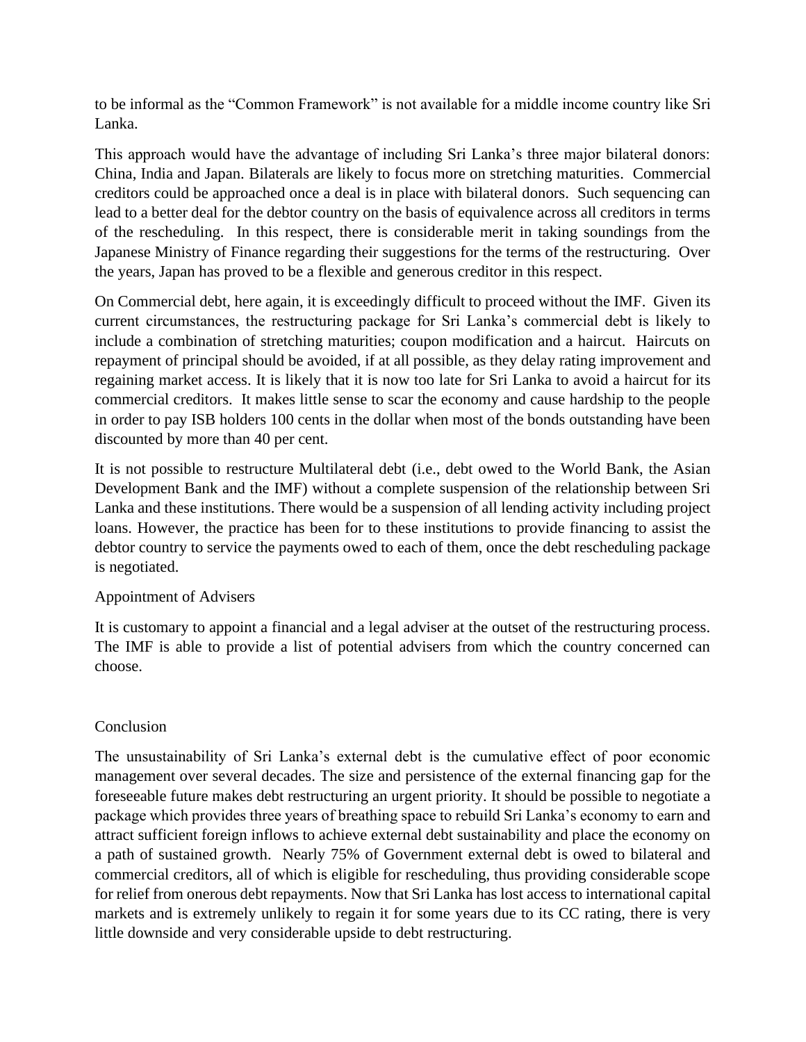to be informal as the "Common Framework" is not available for a middle income country like Sri Lanka.

This approach would have the advantage of including Sri Lanka's three major bilateral donors: China, India and Japan. Bilaterals are likely to focus more on stretching maturities. Commercial creditors could be approached once a deal is in place with bilateral donors. Such sequencing can lead to a better deal for the debtor country on the basis of equivalence across all creditors in terms of the rescheduling. In this respect, there is considerable merit in taking soundings from the Japanese Ministry of Finance regarding their suggestions for the terms of the restructuring. Over the years, Japan has proved to be a flexible and generous creditor in this respect.

On Commercial debt, here again, it is exceedingly difficult to proceed without the IMF. Given its current circumstances, the restructuring package for Sri Lanka's commercial debt is likely to include a combination of stretching maturities; coupon modification and a haircut. Haircuts on repayment of principal should be avoided, if at all possible, as they delay rating improvement and regaining market access. It is likely that it is now too late for Sri Lanka to avoid a haircut for its commercial creditors. It makes little sense to scar the economy and cause hardship to the people in order to pay ISB holders 100 cents in the dollar when most of the bonds outstanding have been discounted by more than 40 per cent.

It is not possible to restructure Multilateral debt (i.e., debt owed to the World Bank, the Asian Development Bank and the IMF) without a complete suspension of the relationship between Sri Lanka and these institutions. There would be a suspension of all lending activity including project loans. However, the practice has been for to these institutions to provide financing to assist the debtor country to service the payments owed to each of them, once the debt rescheduling package is negotiated.

## Appointment of Advisers

It is customary to appoint a financial and a legal adviser at the outset of the restructuring process. The IMF is able to provide a list of potential advisers from which the country concerned can choose.

## Conclusion

The unsustainability of Sri Lanka's external debt is the cumulative effect of poor economic management over several decades. The size and persistence of the external financing gap for the foreseeable future makes debt restructuring an urgent priority. It should be possible to negotiate a package which provides three years of breathing space to rebuild Sri Lanka's economy to earn and attract sufficient foreign inflows to achieve external debt sustainability and place the economy on a path of sustained growth. Nearly 75% of Government external debt is owed to bilateral and commercial creditors, all of which is eligible for rescheduling, thus providing considerable scope for relief from onerous debt repayments. Now that Sri Lanka has lost access to international capital markets and is extremely unlikely to regain it for some years due to its CC rating, there is very little downside and very considerable upside to debt restructuring.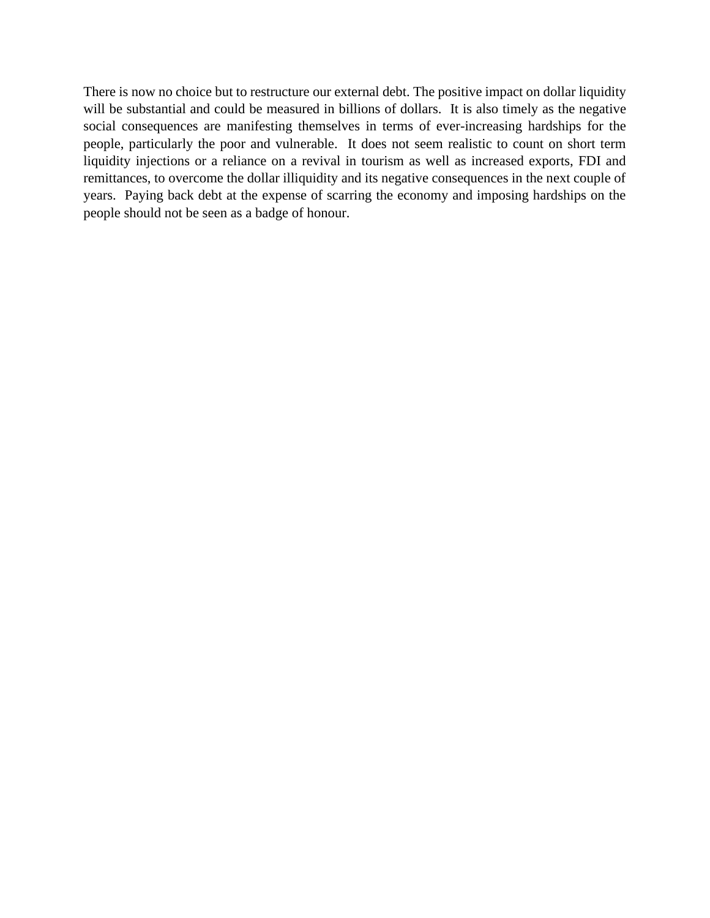There is now no choice but to restructure our external debt. The positive impact on dollar liquidity will be substantial and could be measured in billions of dollars. It is also timely as the negative social consequences are manifesting themselves in terms of ever-increasing hardships for the people, particularly the poor and vulnerable. It does not seem realistic to count on short term liquidity injections or a reliance on a revival in tourism as well as increased exports, FDI and remittances, to overcome the dollar illiquidity and its negative consequences in the next couple of years. Paying back debt at the expense of scarring the economy and imposing hardships on the people should not be seen as a badge of honour.